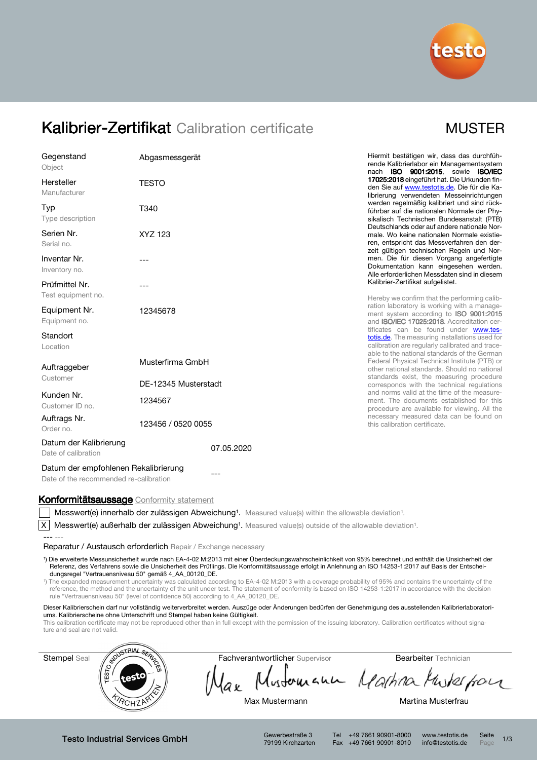# Kalibrier-Zertifikat Calibration certificate

MUSTER

| | |
|---|---|
| Gegenstand / Object | Abgasmessgerät |
| Hersteller / Manufacturer | TESTO |
| Typ / Type description | T340 |
| Serien Nr. / Serial no. | XYZ 123 |
| Inventar Nr. / Inventory no. | --- |
| Prüfmittel Nr. / Test equipment no. | --- |
| Equipment Nr. / Equipment no. | 12345678 |
| Standort / Location | |
| Auftraggeber / Customer | Musterfirma GmbH<br>DE-12345 Musterstadt |
| Kunden Nr. / Customer ID no. | 1234567 |
| Auftrags Nr. / Order no. | 123456 / 0520 0055 |
| Datum der Kalibrierung / Date of calibration | 07.05.2020 |
| Datum der empfohlenen Rekalibrierung / Date of the recommended re-calibration | --- |

Hiermit bestätigen wir, dass das durchführende Kalibrierlabor ein Managementsystem nach **ISO 9001:2015**, sowie **ISO/IEC 17025:2018** eingeführt hat. Die Urkunden finden Sie auf www.testotis.de. Die für die Kalibrierung verwendeten Messeinrichtungen werden regelmäßig kalibriert und sind rückführbar auf die nationalen Normale der Physikalisch Technischen Bundesanstalt (PTB) Deutschlands oder auf andere nationale Normale. Wo keine nationalen Normale existieren, entspricht das Messverfahren den derzeit gültigen technischen Regeln und Normen. Die für diesen Vorgang angefertigte Dokumentation kann eingesehen werden. Alle erforderlichen Messdaten sind in diesem Kalibrier-Zertifikat aufgelistet.

Hereby we confirm that the performing calibration laboratory is working with a management system according to **ISO 9001:2015** and **ISO/IEC 17025:2018**. Accreditation certificates can be found under www.testotis.de. The measuring installations used for calibration are regularly calibrated and traceable to the national standards of the German Federal Physical Technical Institute (PTB) or other national standards. Should no national standards exist, the measuring procedure corresponds with the technical regulations and norms valid at the time of the measurement. The documents established for this procedure are available for viewing. All the necessary measured data can be found on this calibration certificate.

## Konformitätsaussage Conformity statement

☐ Messwert(e) innerhalb der zulässigen Abweichung[1]. Measured value(s) within the allowable deviation[1].

☒ Messwert(e) außerhalb der zulässigen Abweichung[1]. Measured value(s) outside of the allowable deviation[1].

--- ---

Reparatur / Austausch erforderlich Repair / Exchange necessary

[1]) Die erweiterte Messunsicherheit wurde nach EA-4-02 M:2013 mit einer Überdeckungswahrscheinlichkeit von 95% berechnet und enthält die Unsicherheit der Referenz, des Verfahrens sowie die Unsicherheit des Prüflings. Die Konformitätsaussage erfolgt in Anlehnung an ISO 14253-1:2017 auf Basis der Entscheidungsregel "Vertrauensniveau 50" gemäß 4_AA_00120_DE.

[1]) The expanded measurement uncertainty was calculated according to EA-4-02 M:2013 with a coverage probability of 95% and contains the uncertainty of the reference, the method and the uncertainty of the unit under test. The statement of conformity is based on ISO 14253-1:2017 in accordance with the decision rule "Vertrauensniveau 50" (level of confidence 50) according to 4_AA_00120_DE.

Dieser Kalibrierschein darf nur vollständig weiterverbreitet werden. Auszüge oder Änderungen bedürfen der Genehmigung des ausstellenden Kalibrierlaboratoriums. Kalibrierscheine ohne Unterschrift und Stempel haben keine Gültigkeit.

This calibration certificate may not be reproduced other than in full except with the permission of the issuing laboratory. Calibration certificates without signature and seal are not valid.

| Stempel Seal | Fachverantwortlicher Supervisor | Bearbeiter Technician |
|---|---|---|
| TESTO INDUSTRIAL SERVICES testo KIRCHZARTEN | Max Mustermann | Martina Musterfrau |

Testo Industrial Services GmbH · Gewerbestraße 3, 79199 Kirchzarten · Tel +49 7661 90901-8000 · Fax +49 7661 90901-8010 · www.testotis.de · info@testotis.de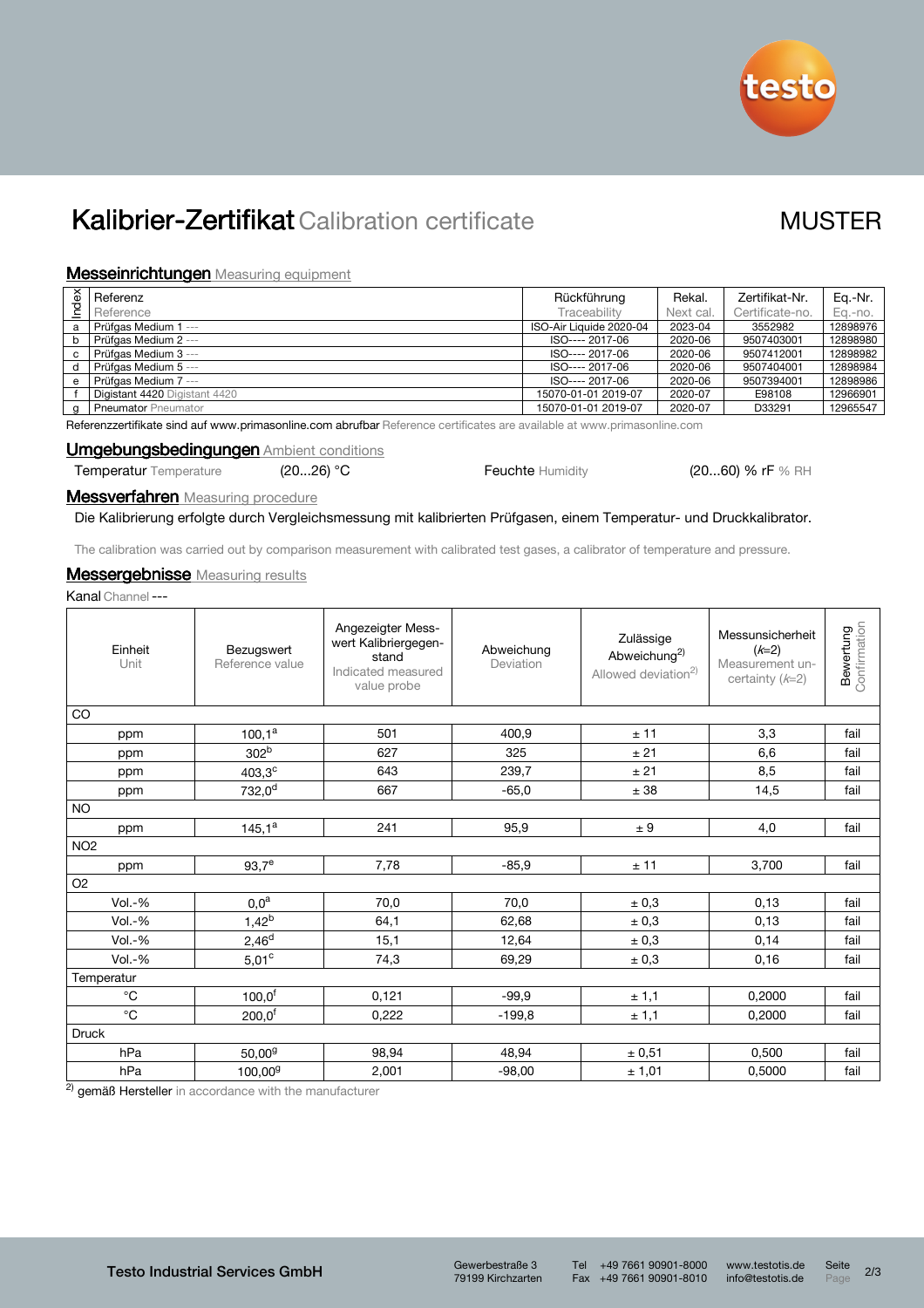# Kalibrier-Zertifikat Calibration certificate

MUSTER

## Messeinrichtungen Measuring equipment

| Index | Referenz Reference | Rückführung Traceability | Rekal. Next cal. | Zertifikat-Nr. Certificate-no. | Eq.-Nr. Eq.-no. |
|---|---|---|---|---|---|
| a | Prüfgas Medium 1 --- | ISO-Air Liquide 2020-04 | 2023-04 | 3552982 | 12898976 |
| b | Prüfgas Medium 2 --- | ISO---- 2017-06 | 2020-06 | 9507403001 | 12898980 |
| c | Prüfgas Medium 3 --- | ISO---- 2017-06 | 2020-06 | 9507412001 | 12898982 |
| d | Prüfgas Medium 5 --- | ISO---- 2017-06 | 2020-06 | 9507404001 | 12898984 |
| e | Prüfgas Medium 7 --- | ISO---- 2017-06 | 2020-06 | 9507394001 | 12898986 |
| f | Digistant 4420 Digistant 4420 | 15070-01-01 2019-07 | 2020-07 | E98108 | 12966901 |
| g | Pneumator Pneumator | 15070-01-01 2019-07 | 2020-07 | D33291 | 12965547 |

Referenzzertifikate sind auf www.primasonline.com abrufbar Reference certificates are available at www.primasonline.com

## Umgebungsbedingungen Ambient conditions

Temperatur Temperature (20...26) °C

Feuchte Humidity (20...60) % rF % RH

## Messverfahren Measuring procedure

Die Kalibrierung erfolgte durch Vergleichsmessung mit kalibrierten Prüfgasen, einem Temperatur- und Druckkalibrator.

The calibration was carried out by comparison measurement with calibrated test gases, a calibrator of temperature and pressure.

## Messergebnisse Measuring results

Kanal Channel ---

| Einheit Unit | Bezugswert Reference value | Angezeigter Messwert Kalibriergegenstand Indicated measured value probe | Abweichung Deviation | Zulässige Abweichung[2)] Allowed deviation[2)] | Messunsicherheit ($k$=2) Measurement uncertainty ($k$=2) | Bewertung Confirmation |
|---|---|---|---|---|---|---|
| CO | | | | | | |
| ppm | 100,1[a] | 501 | 400,9 | ± 11 | 3,3 | fail |
| ppm | 302[b] | 627 | 325 | ± 21 | 6,6 | fail |
| ppm | 403,3[c] | 643 | 239,7 | ± 21 | 8,5 | fail |
| ppm | 732,0[d] | 667 | -65,0 | ± 38 | 14,5 | fail |
| NO | | | | | | |
| ppm | 145,1[a] | 241 | 95,9 | ± 9 | 4,0 | fail |
| NO2 | | | | | | |
| ppm | 93,7[e] | 7,78 | -85,9 | ± 11 | 3,700 | fail |
| O2 | | | | | | |
| Vol.-% | 0,0[a] | 70,0 | 70,0 | ± 0,3 | 0,13 | fail |
| Vol.-% | 1,42[b] | 64,1 | 62,68 | ± 0,3 | 0,13 | fail |
| Vol.-% | 2,46[d] | 15,1 | 12,64 | ± 0,3 | 0,14 | fail |
| Vol.-% | 5,01[c] | 74,3 | 69,29 | ± 0,3 | 0,16 | fail |
| Temperatur | | | | | | |
| °C | 100,0[f] | 0,121 | -99,9 | ± 1,1 | 0,2000 | fail |
| °C | 200,0[f] | 0,222 | -199,8 | ± 1,1 | 0,2000 | fail |
| Druck | | | | | | |
| hPa | 50,00[g] | 98,94 | 48,94 | ± 0,51 | 0,500 | fail |
| hPa | 100,00[g] | 2,001 | -98,00 | ± 1,01 | 0,5000 | fail |

[2)] gemäß Hersteller in accordance with the manufacturer

Testo Industrial Services GmbH | Gewerbestraße 3, 79199 Kirchzarten | Tel +49 7661 90901-8000, Fax +49 7661 90901-8010 | www.testotis.de, info@testotis.de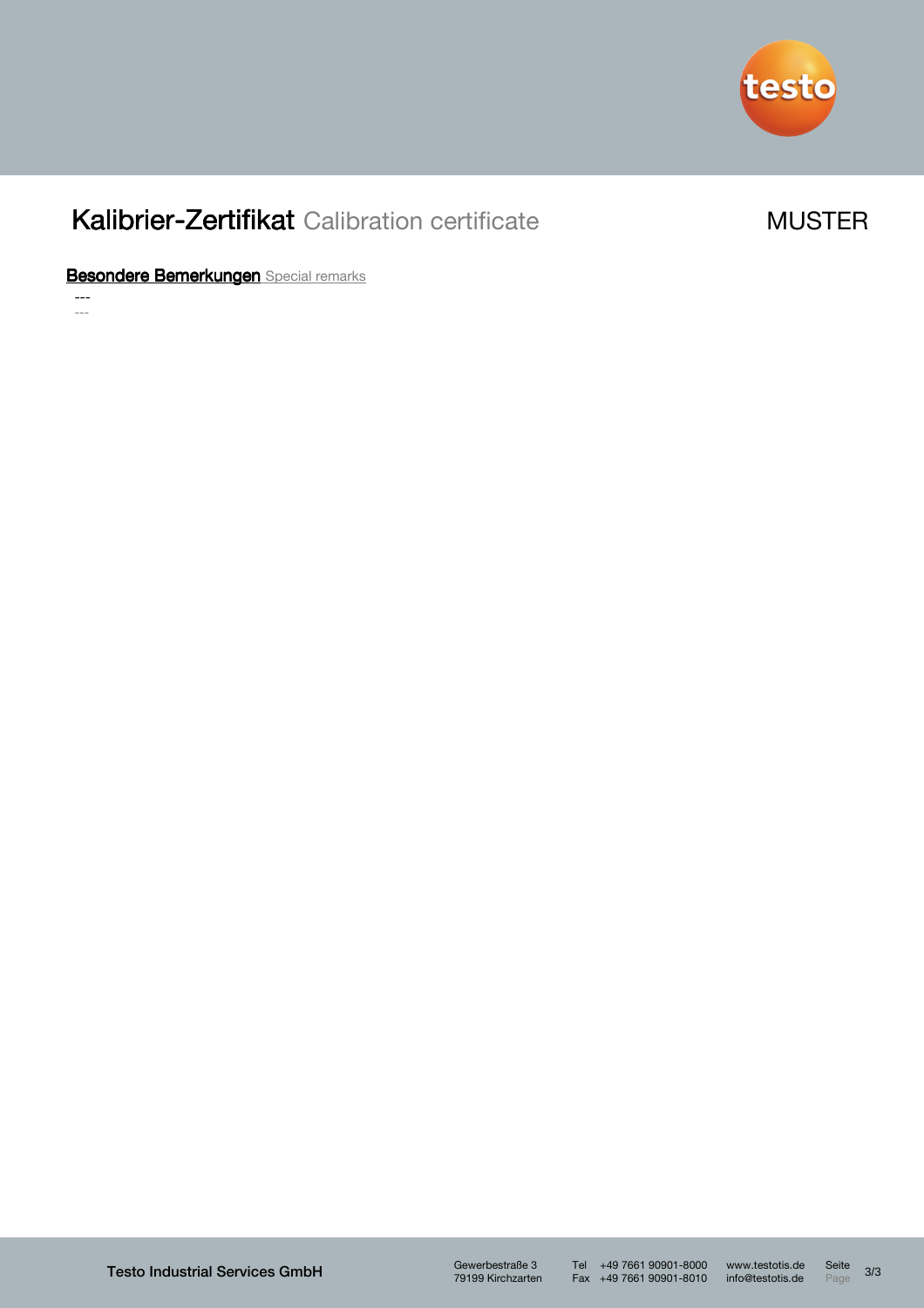# Kalibrier-Zertifikat Calibration certificate

MUSTER

**Besondere Bemerkungen** Special remarks

---

---